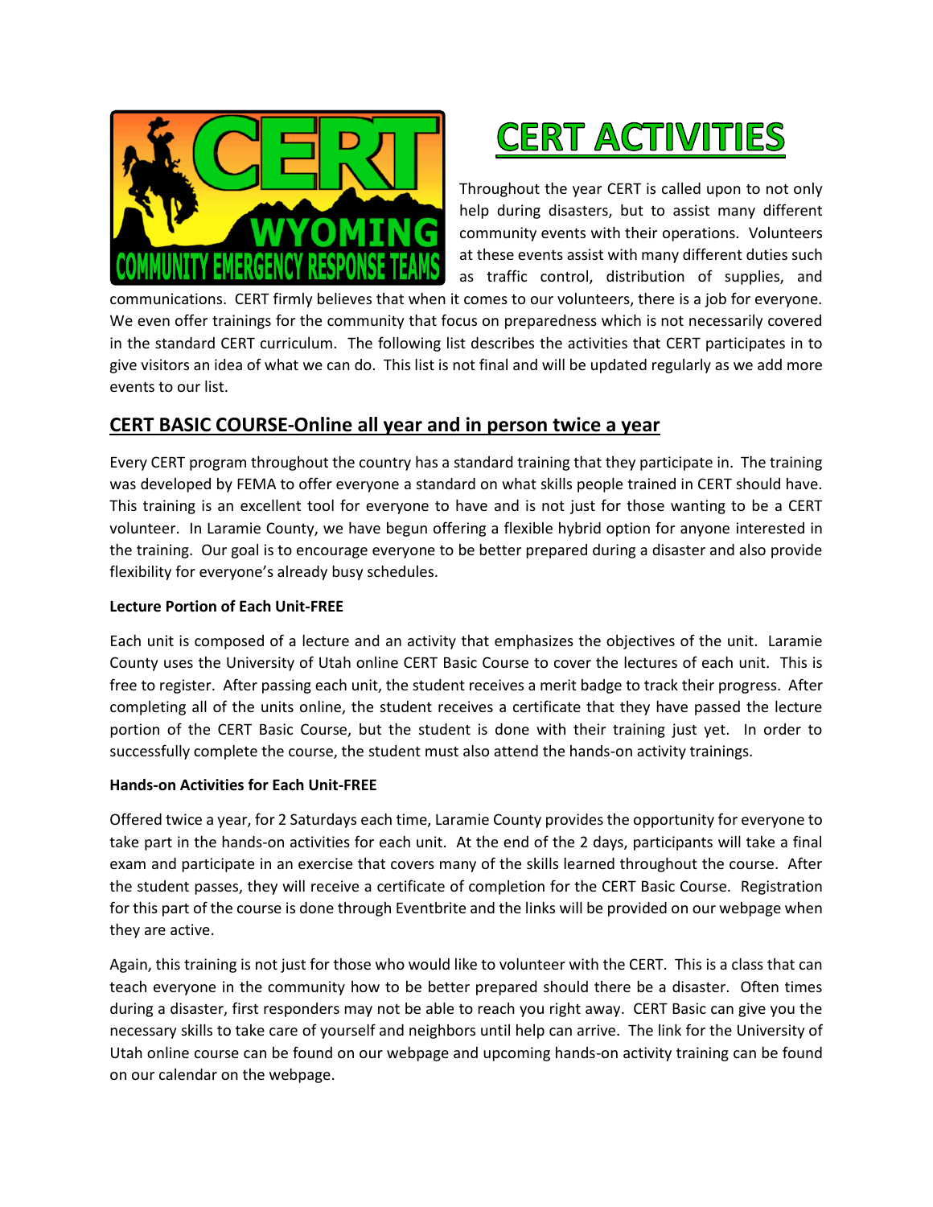# CERT ACTIVITIES

Throughout the year CERT is called upon to not only help during disasters, but to assist many different community events with their operations. Volunteers at these events assist with many different duties such as traffic control, distribution of supplies, and communications. CERT firmly believes that when it comes to our volunteers, there is a job for everyone. We even offer trainings for the community that focus on preparedness which is not necessarily covered in the standard CERT curriculum. The following list describes the activities that CERT participates in to give visitors an idea of what we can do. This list is not final and will be updated regularly as we add more events to our list.

## CERT BASIC COURSE-Online all year and in person twice a year

Every CERT program throughout the country has a standard training that they participate in. The training was developed by FEMA to offer everyone a standard on what skills people trained in CERT should have. This training is an excellent tool for everyone to have and is not just for those wanting to be a CERT volunteer. In Laramie County, we have begun offering a flexible hybrid option for anyone interested in the training. Our goal is to encourage everyone to be better prepared during a disaster and also provide flexibility for everyone's already busy schedules.

**Lecture Portion of Each Unit-FREE**

Each unit is composed of a lecture and an activity that emphasizes the objectives of the unit. Laramie County uses the University of Utah online CERT Basic Course to cover the lectures of each unit. This is free to register. After passing each unit, the student receives a merit badge to track their progress. After completing all of the units online, the student receives a certificate that they have passed the lecture portion of the CERT Basic Course, but the student is done with their training just yet. In order to successfully complete the course, the student must also attend the hands-on activity trainings.

**Hands-on Activities for Each Unit-FREE**

Offered twice a year, for 2 Saturdays each time, Laramie County provides the opportunity for everyone to take part in the hands-on activities for each unit. At the end of the 2 days, participants will take a final exam and participate in an exercise that covers many of the skills learned throughout the course. After the student passes, they will receive a certificate of completion for the CERT Basic Course. Registration for this part of the course is done through Eventbrite and the links will be provided on our webpage when they are active.

Again, this training is not just for those who would like to volunteer with the CERT. This is a class that can teach everyone in the community how to be better prepared should there be a disaster. Often times during a disaster, first responders may not be able to reach you right away. CERT Basic can give you the necessary skills to take care of yourself and neighbors until help can arrive. The link for the University of Utah online course can be found on our webpage and upcoming hands-on activity training can be found on our calendar on the webpage.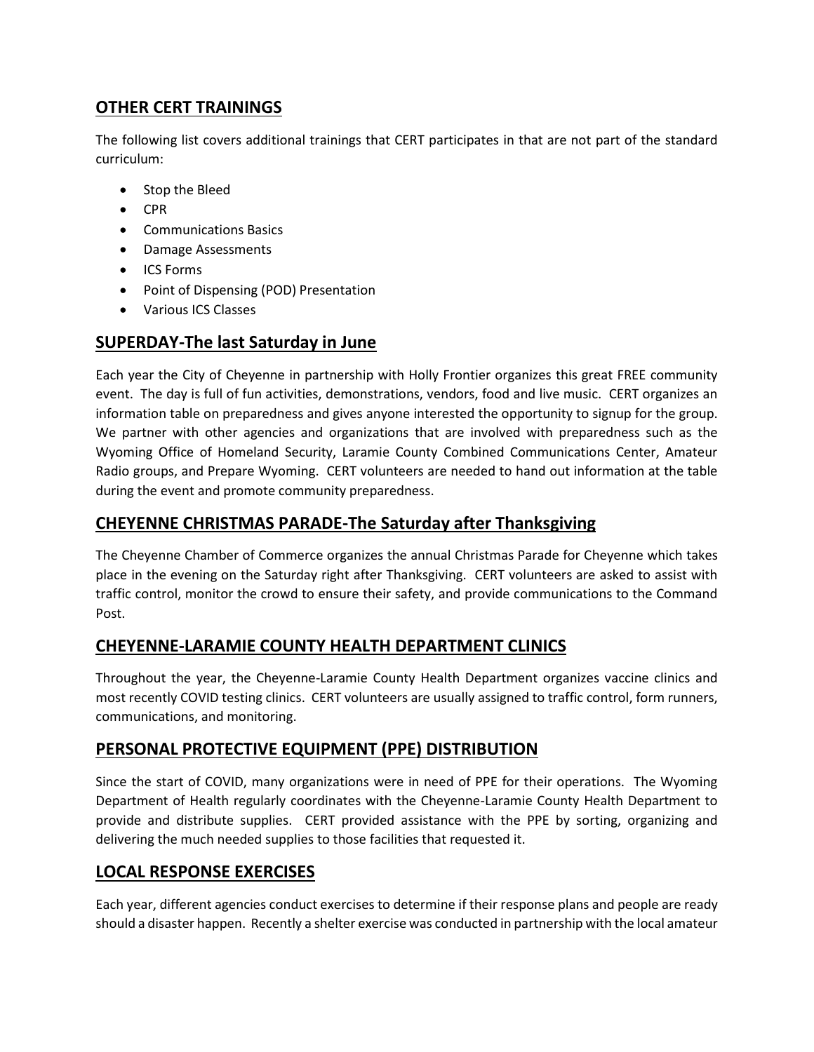## OTHER CERT TRAININGS

The following list covers additional trainings that CERT participates in that are not part of the standard curriculum:

- Stop the Bleed
- CPR
- Communications Basics
- Damage Assessments
- ICS Forms
- Point of Dispensing (POD) Presentation
- Various ICS Classes

## SUPERDAY-The last Saturday in June

Each year the City of Cheyenne in partnership with Holly Frontier organizes this great FREE community event. The day is full of fun activities, demonstrations, vendors, food and live music. CERT organizes an information table on preparedness and gives anyone interested the opportunity to signup for the group. We partner with other agencies and organizations that are involved with preparedness such as the Wyoming Office of Homeland Security, Laramie County Combined Communications Center, Amateur Radio groups, and Prepare Wyoming. CERT volunteers are needed to hand out information at the table during the event and promote community preparedness.

## CHEYENNE CHRISTMAS PARADE-The Saturday after Thanksgiving

The Cheyenne Chamber of Commerce organizes the annual Christmas Parade for Cheyenne which takes place in the evening on the Saturday right after Thanksgiving. CERT volunteers are asked to assist with traffic control, monitor the crowd to ensure their safety, and provide communications to the Command Post.

## CHEYENNE-LARAMIE COUNTY HEALTH DEPARTMENT CLINICS

Throughout the year, the Cheyenne-Laramie County Health Department organizes vaccine clinics and most recently COVID testing clinics. CERT volunteers are usually assigned to traffic control, form runners, communications, and monitoring.

## PERSONAL PROTECTIVE EQUIPMENT (PPE) DISTRIBUTION

Since the start of COVID, many organizations were in need of PPE for their operations. The Wyoming Department of Health regularly coordinates with the Cheyenne-Laramie County Health Department to provide and distribute supplies. CERT provided assistance with the PPE by sorting, organizing and delivering the much needed supplies to those facilities that requested it.

## LOCAL RESPONSE EXERCISES

Each year, different agencies conduct exercises to determine if their response plans and people are ready should a disaster happen. Recently a shelter exercise was conducted in partnership with the local amateur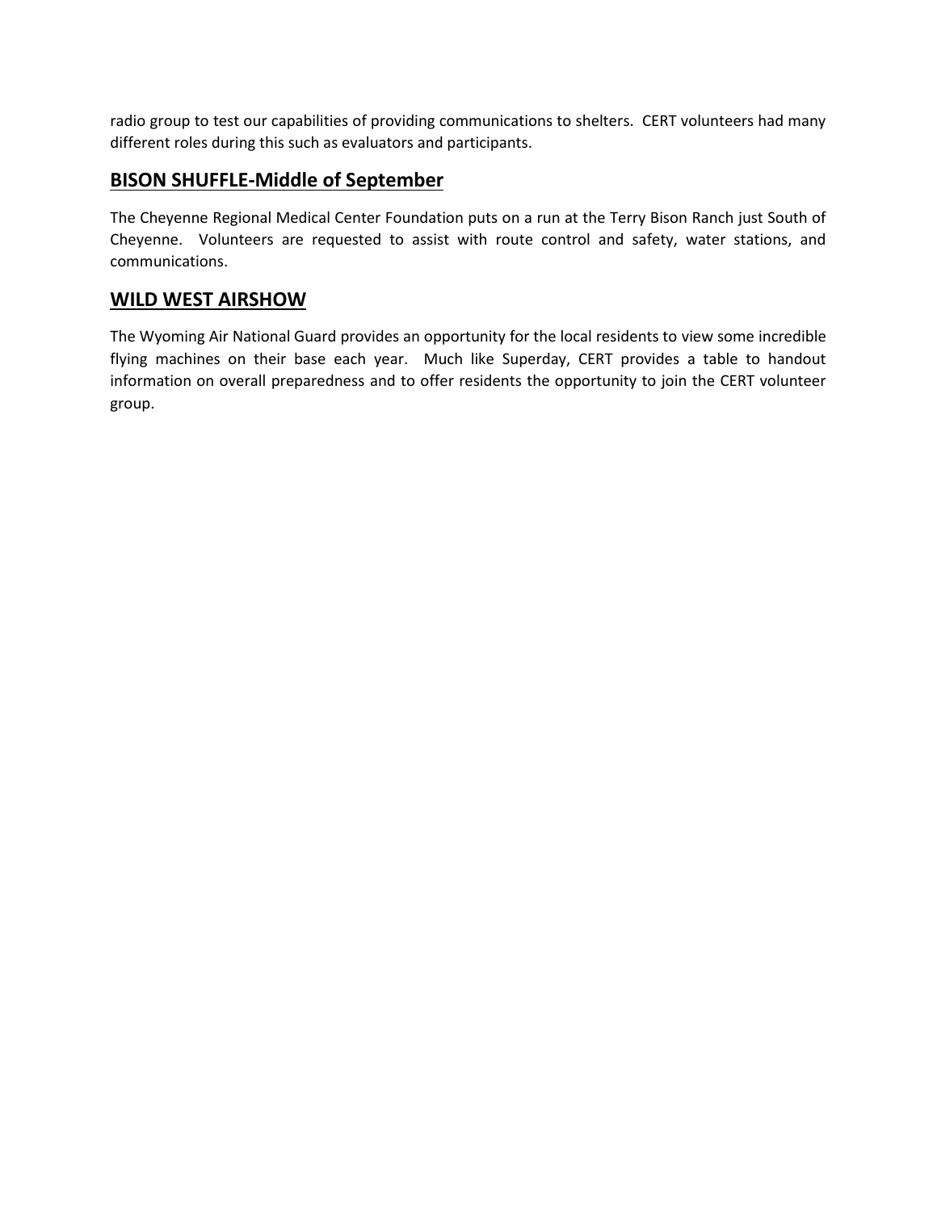radio group to test our capabilities of providing communications to shelters.  CERT volunteers had many different roles during this such as evaluators and participants.

## <u>BISON SHUFFLE-Middle of September</u>

The Cheyenne Regional Medical Center Foundation puts on a run at the Terry Bison Ranch just South of Cheyenne.  Volunteers are requested to assist with route control and safety, water stations, and communications.

## <u>WILD WEST AIRSHOW</u>

The Wyoming Air National Guard provides an opportunity for the local residents to view some incredible flying machines on their base each year.  Much like Superday, CERT provides a table to handout information on overall preparedness and to offer residents the opportunity to join the CERT volunteer group.